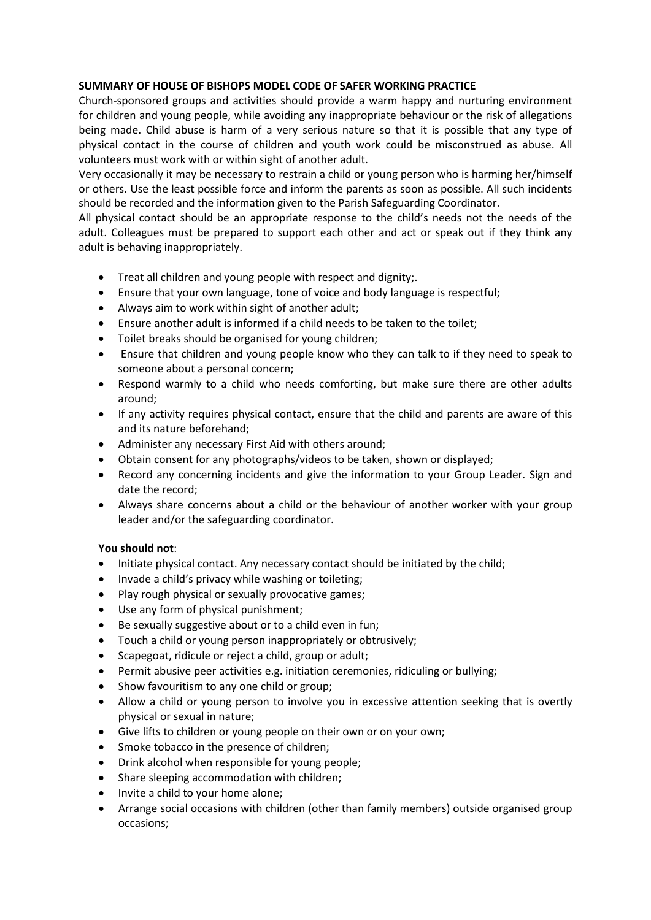**SUMMARY OF HOUSE OF BISHOPS MODEL CODE OF SAFER WORKING PRACTICE**

Church-sponsored groups and activities should provide a warm happy and nurturing environment for children and young people, while avoiding any inappropriate behaviour or the risk of allegations being made. Child abuse is harm of a very serious nature so that it is possible that any type of physical contact in the course of children and youth work could be misconstrued as abuse. All volunteers must work with or within sight of another adult.

Very occasionally it may be necessary to restrain a child or young person who is harming her/himself or others. Use the least possible force and inform the parents as soon as possible. All such incidents should be recorded and the information given to the Parish Safeguarding Coordinator.

All physical contact should be an appropriate response to the child's needs not the needs of the adult. Colleagues must be prepared to support each other and act or speak out if they think any adult is behaving inappropriately.

- Treat all children and young people with respect and dignity;.
- Ensure that your own language, tone of voice and body language is respectful;
- Always aim to work within sight of another adult;
- Ensure another adult is informed if a child needs to be taken to the toilet;
- Toilet breaks should be organised for young children;
- Ensure that children and young people know who they can talk to if they need to speak to someone about a personal concern;
- Respond warmly to a child who needs comforting, but make sure there are other adults around;
- If any activity requires physical contact, ensure that the child and parents are aware of this and its nature beforehand;
- Administer any necessary First Aid with others around;
- Obtain consent for any photographs/videos to be taken, shown or displayed;
- Record any concerning incidents and give the information to your Group Leader. Sign and date the record;
- Always share concerns about a child or the behaviour of another worker with your group leader and/or the safeguarding coordinator.

**You should not**:

- Initiate physical contact. Any necessary contact should be initiated by the child;
- Invade a child's privacy while washing or toileting;
- Play rough physical or sexually provocative games;
- Use any form of physical punishment;
- Be sexually suggestive about or to a child even in fun;
- Touch a child or young person inappropriately or obtrusively;
- Scapegoat, ridicule or reject a child, group or adult;
- Permit abusive peer activities e.g. initiation ceremonies, ridiculing or bullying;
- Show favouritism to any one child or group;
- Allow a child or young person to involve you in excessive attention seeking that is overtly physical or sexual in nature;
- Give lifts to children or young people on their own or on your own;
- Smoke tobacco in the presence of children;
- Drink alcohol when responsible for young people;
- Share sleeping accommodation with children;
- Invite a child to your home alone;
- Arrange social occasions with children (other than family members) outside organised group occasions;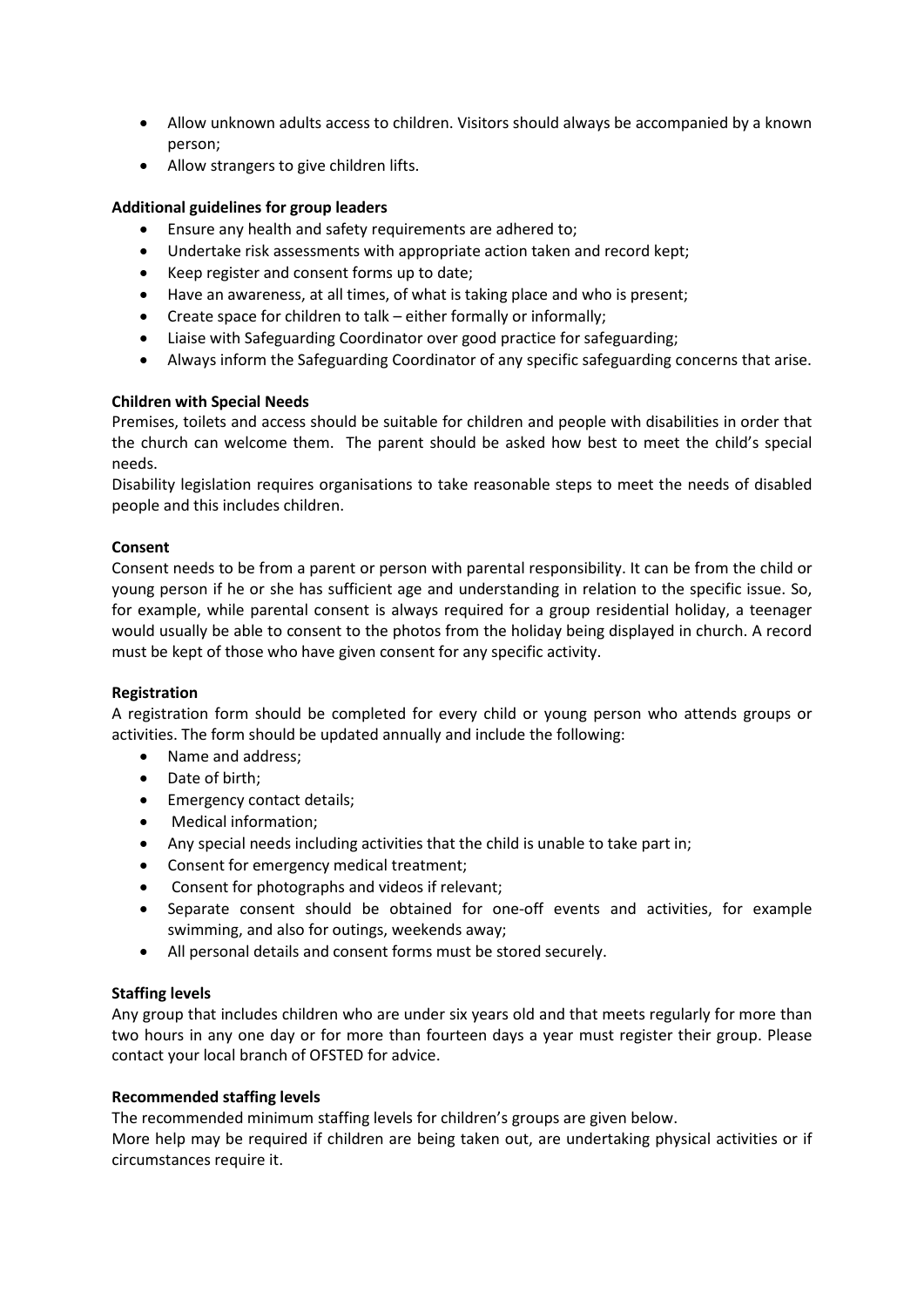- Allow unknown adults access to children. Visitors should always be accompanied by a known person;
- Allow strangers to give children lifts.

**Additional guidelines for group leaders**

- Ensure any health and safety requirements are adhered to;
- Undertake risk assessments with appropriate action taken and record kept;
- Keep register and consent forms up to date;
- Have an awareness, at all times, of what is taking place and who is present;
- Create space for children to talk – either formally or informally;
- Liaise with Safeguarding Coordinator over good practice for safeguarding;
- Always inform the Safeguarding Coordinator of any specific safeguarding concerns that arise.

**Children with Special Needs**

Premises, toilets and access should be suitable for children and people with disabilities in order that the church can welcome them. The parent should be asked how best to meet the child's special needs.

Disability legislation requires organisations to take reasonable steps to meet the needs of disabled people and this includes children.

**Consent**

Consent needs to be from a parent or person with parental responsibility. It can be from the child or young person if he or she has sufficient age and understanding in relation to the specific issue. So, for example, while parental consent is always required for a group residential holiday, a teenager would usually be able to consent to the photos from the holiday being displayed in church. A record must be kept of those who have given consent for any specific activity.

**Registration**

A registration form should be completed for every child or young person who attends groups or activities. The form should be updated annually and include the following:

- Name and address;
- Date of birth;
- Emergency contact details;
- Medical information;
- Any special needs including activities that the child is unable to take part in;
- Consent for emergency medical treatment;
- Consent for photographs and videos if relevant;
- Separate consent should be obtained for one-off events and activities, for example swimming, and also for outings, weekends away;
- All personal details and consent forms must be stored securely.

**Staffing levels**

Any group that includes children who are under six years old and that meets regularly for more than two hours in any one day or for more than fourteen days a year must register their group. Please contact your local branch of OFSTED for advice.

**Recommended staffing levels**

The recommended minimum staffing levels for children's groups are given below.

More help may be required if children are being taken out, are undertaking physical activities or if circumstances require it.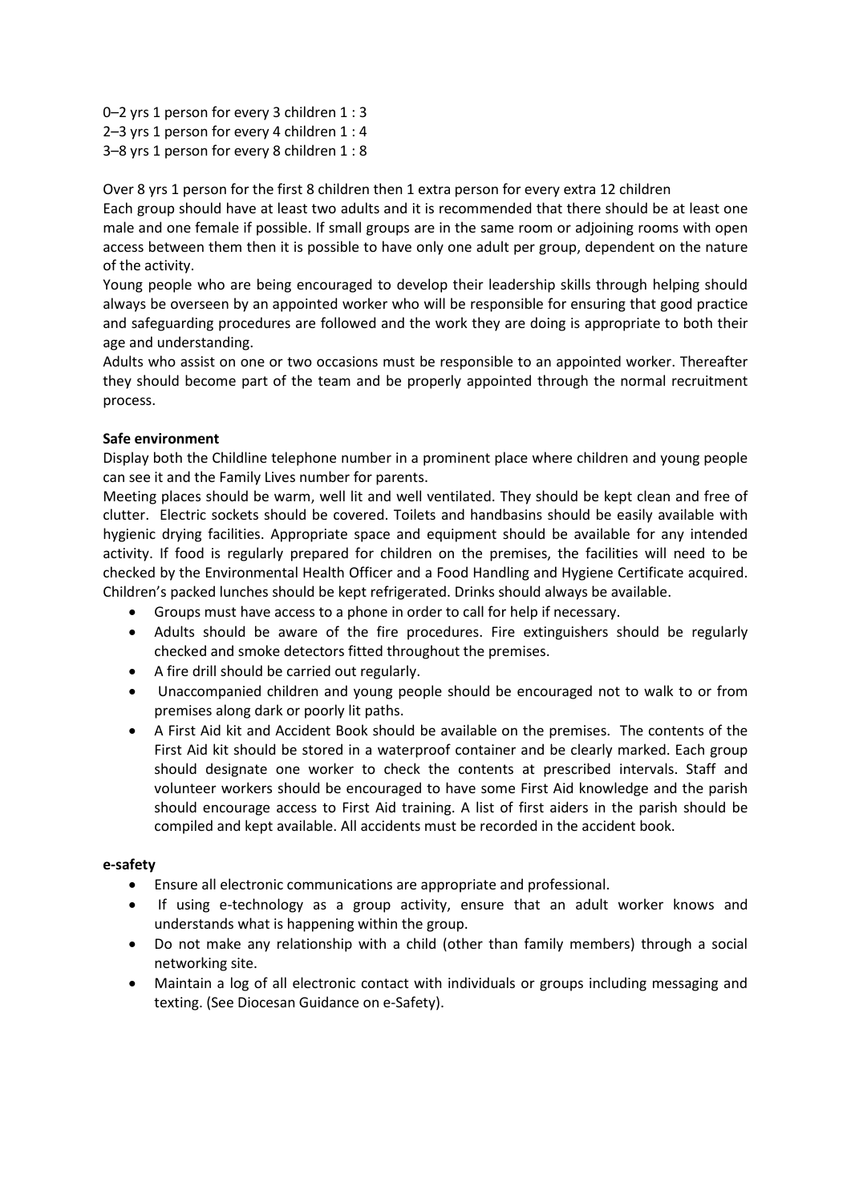0–2 yrs 1 person for every 3 children 1 : 3
2–3 yrs 1 person for every 4 children 1 : 4
3–8 yrs 1 person for every 8 children 1 : 8

Over 8 yrs 1 person for the first 8 children then 1 extra person for every extra 12 children
Each group should have at least two adults and it is recommended that there should be at least one male and one female if possible. If small groups are in the same room or adjoining rooms with open access between them then it is possible to have only one adult per group, dependent on the nature of the activity.
Young people who are being encouraged to develop their leadership skills through helping should always be overseen by an appointed worker who will be responsible for ensuring that good practice and safeguarding procedures are followed and the work they are doing is appropriate to both their age and understanding.
Adults who assist on one or two occasions must be responsible to an appointed worker. Thereafter they should become part of the team and be properly appointed through the normal recruitment process.

**Safe environment**
Display both the Childline telephone number in a prominent place where children and young people can see it and the Family Lives number for parents.
Meeting places should be warm, well lit and well ventilated. They should be kept clean and free of clutter. Electric sockets should be covered. Toilets and handbasins should be easily available with hygienic drying facilities. Appropriate space and equipment should be available for any intended activity. If food is regularly prepared for children on the premises, the facilities will need to be checked by the Environmental Health Officer and a Food Handling and Hygiene Certificate acquired. Children's packed lunches should be kept refrigerated. Drinks should always be available.

- Groups must have access to a phone in order to call for help if necessary.
- Adults should be aware of the fire procedures. Fire extinguishers should be regularly checked and smoke detectors fitted throughout the premises.
- A fire drill should be carried out regularly.
- Unaccompanied children and young people should be encouraged not to walk to or from premises along dark or poorly lit paths.
- A First Aid kit and Accident Book should be available on the premises. The contents of the First Aid kit should be stored in a waterproof container and be clearly marked. Each group should designate one worker to check the contents at prescribed intervals. Staff and volunteer workers should be encouraged to have some First Aid knowledge and the parish should encourage access to First Aid training. A list of first aiders in the parish should be compiled and kept available. All accidents must be recorded in the accident book.

**e-safety**

- Ensure all electronic communications are appropriate and professional.
- If using e-technology as a group activity, ensure that an adult worker knows and understands what is happening within the group.
- Do not make any relationship with a child (other than family members) through a social networking site.
- Maintain a log of all electronic contact with individuals or groups including messaging and texting. (See Diocesan Guidance on e-Safety).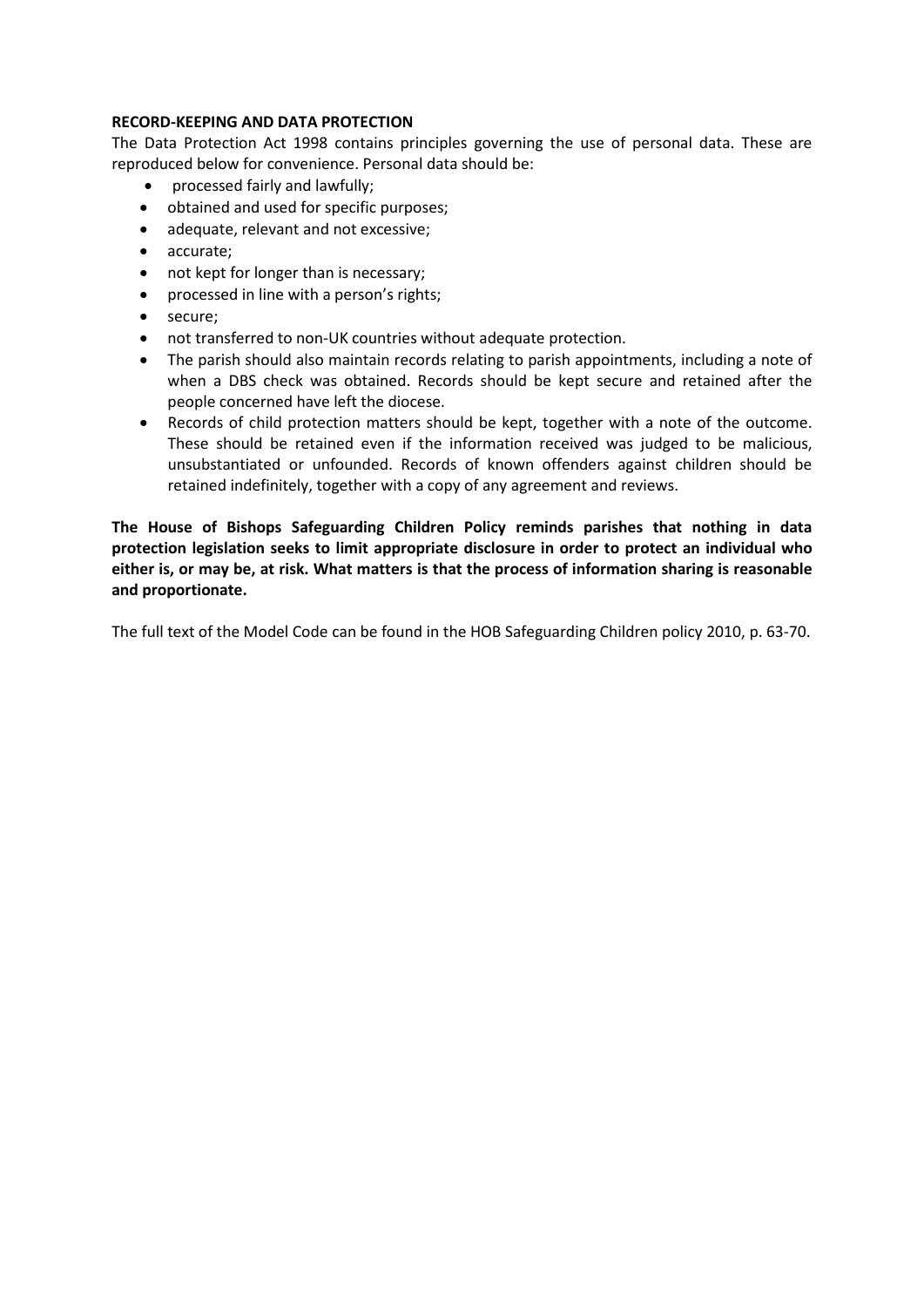**RECORD-KEEPING AND DATA PROTECTION**

The Data Protection Act 1998 contains principles governing the use of personal data. These are reproduced below for convenience. Personal data should be:

- processed fairly and lawfully;
- obtained and used for specific purposes;
- adequate, relevant and not excessive;
- accurate;
- not kept for longer than is necessary;
- processed in line with a person's rights;
- secure;
- not transferred to non-UK countries without adequate protection.
- The parish should also maintain records relating to parish appointments, including a note of when a DBS check was obtained. Records should be kept secure and retained after the people concerned have left the diocese.
- Records of child protection matters should be kept, together with a note of the outcome. These should be retained even if the information received was judged to be malicious, unsubstantiated or unfounded. Records of known offenders against children should be retained indefinitely, together with a copy of any agreement and reviews.

**The House of Bishops Safeguarding Children Policy reminds parishes that nothing in data protection legislation seeks to limit appropriate disclosure in order to protect an individual who either is, or may be, at risk. What matters is that the process of information sharing is reasonable and proportionate.**

The full text of the Model Code can be found in the HOB Safeguarding Children policy 2010, p. 63-70.